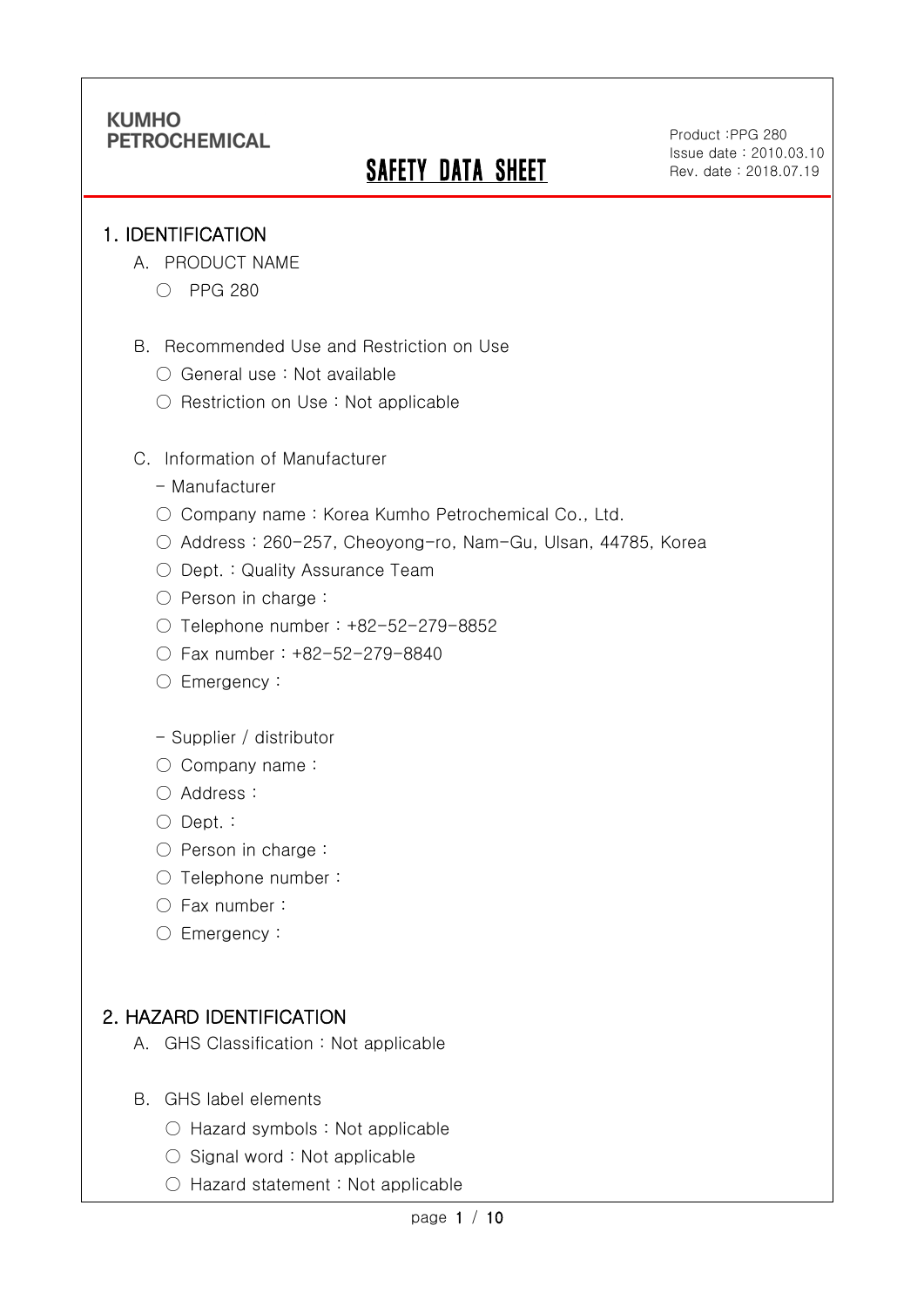KUMHO PETROCHEMICAL

# SAFETY DATA SHEET

Product :PPG 280
Issue date : 2010.03.10
Rev. date : 2018.07.19

## 1. IDENTIFICATION

A. PRODUCT NAME

- ○ PPG 280

B. Recommended Use and Restriction on Use

- ○ General use : Not available
- ○ Restriction on Use : Not applicable

C. Information of Manufacturer

- Manufacturer
- ○ Company name : Korea Kumho Petrochemical Co., Ltd.
- ○ Address : 260-257, Cheoyong-ro, Nam-Gu, Ulsan, 44785, Korea
- ○ Dept. : Quality Assurance Team
- ○ Person in charge :
- ○ Telephone number : +82-52-279-8852
- ○ Fax number : +82-52-279-8840
- ○ Emergency :

- Supplier / distributor
- ○ Company name :
- ○ Address :
- ○ Dept. :
- ○ Person in charge :
- ○ Telephone number :
- ○ Fax number :
- ○ Emergency :

## 2. HAZARD IDENTIFICATION

A. GHS Classification : Not applicable

B. GHS label elements

- ○ Hazard symbols : Not applicable
- ○ Signal word : Not applicable
- ○ Hazard statement : Not applicable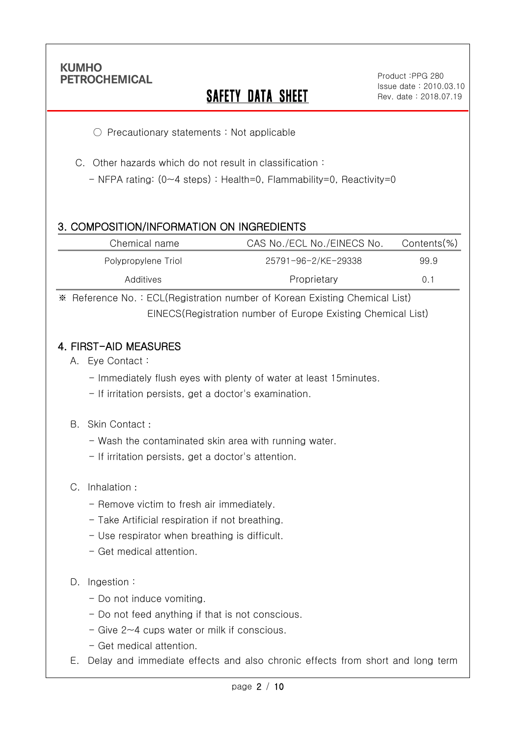○ Precautionary statements : Not applicable

C. Other hazards which do not result in classification :

- NFPA rating: (0~4 steps) : Health=0, Flammability=0, Reactivity=0

## 3. COMPOSITION/INFORMATION ON INGREDIENTS

| Chemical name | CAS No./ECL No./EINECS No. | Contents(%) |
|---|---|---|
| Polypropylene Triol | 25791-96-2/KE-29338 | 99.9 |
| Additives | Proprietary | 0.1 |

※ Reference No. : ECL(Registration number of Korean Existing Chemical List)
EINECS(Registration number of Europe Existing Chemical List)

## 4. FIRST-AID MEASURES

A. Eye Contact :

- Immediately flush eyes with plenty of water at least 15minutes.
- If irritation persists, get a doctor's examination.

B. Skin Contact :

- Wash the contaminated skin area with running water.
- If irritation persists, get a doctor's attention.

C. Inhalation :

- Remove victim to fresh air immediately.
- Take Artificial respiration if not breathing.
- Use respirator when breathing is difficult.
- Get medical attention.

D. Ingestion :

- Do not induce vomiting.
- Do not feed anything if that is not conscious.
- Give 2~4 cups water or milk if conscious.
- Get medical attention.

E. Delay and immediate effects and also chronic effects from short and long term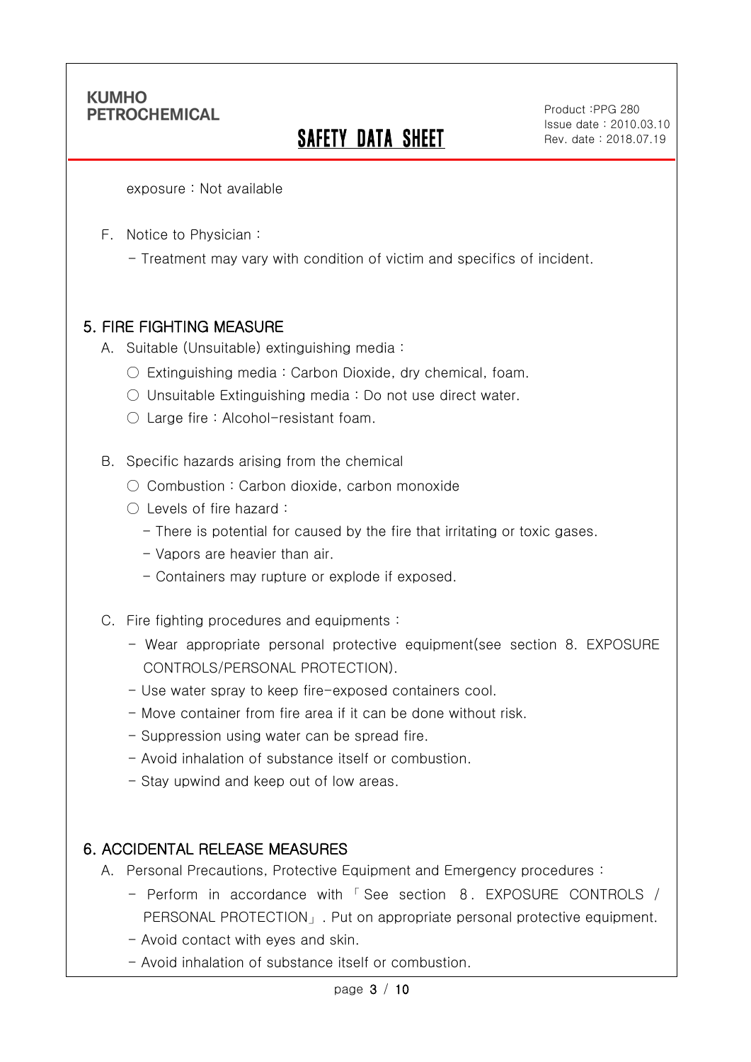exposure : Not available

F. Notice to Physician :

- Treatment may vary with condition of victim and specifics of incident.

## 5. FIRE FIGHTING MEASURE

A. Suitable (Unsuitable) extinguishing media :

- ○ Extinguishing media : Carbon Dioxide, dry chemical, foam.
- ○ Unsuitable Extinguishing media : Do not use direct water.
- ○ Large fire : Alcohol-resistant foam.

B. Specific hazards arising from the chemical

- ○ Combustion : Carbon dioxide, carbon monoxide
- ○ Levels of fire hazard :
  - There is potential for caused by the fire that irritating or toxic gases.
  - Vapors are heavier than air.
  - Containers may rupture or explode if exposed.

C. Fire fighting procedures and equipments :

- Wear appropriate personal protective equipment(see section 8. EXPOSURE CONTROLS/PERSONAL PROTECTION).
- Use water spray to keep fire-exposed containers cool.
- Move container from fire area if it can be done without risk.
- Suppression using water can be spread fire.
- Avoid inhalation of substance itself or combustion.
- Stay upwind and keep out of low areas.

## 6. ACCIDENTAL RELEASE MEASURES

A. Personal Precautions, Protective Equipment and Emergency procedures :

- Perform in accordance with 「See section 8. EXPOSURE CONTROLS / PERSONAL PROTECTION」. Put on appropriate personal protective equipment.
- Avoid contact with eyes and skin.
- Avoid inhalation of substance itself or combustion.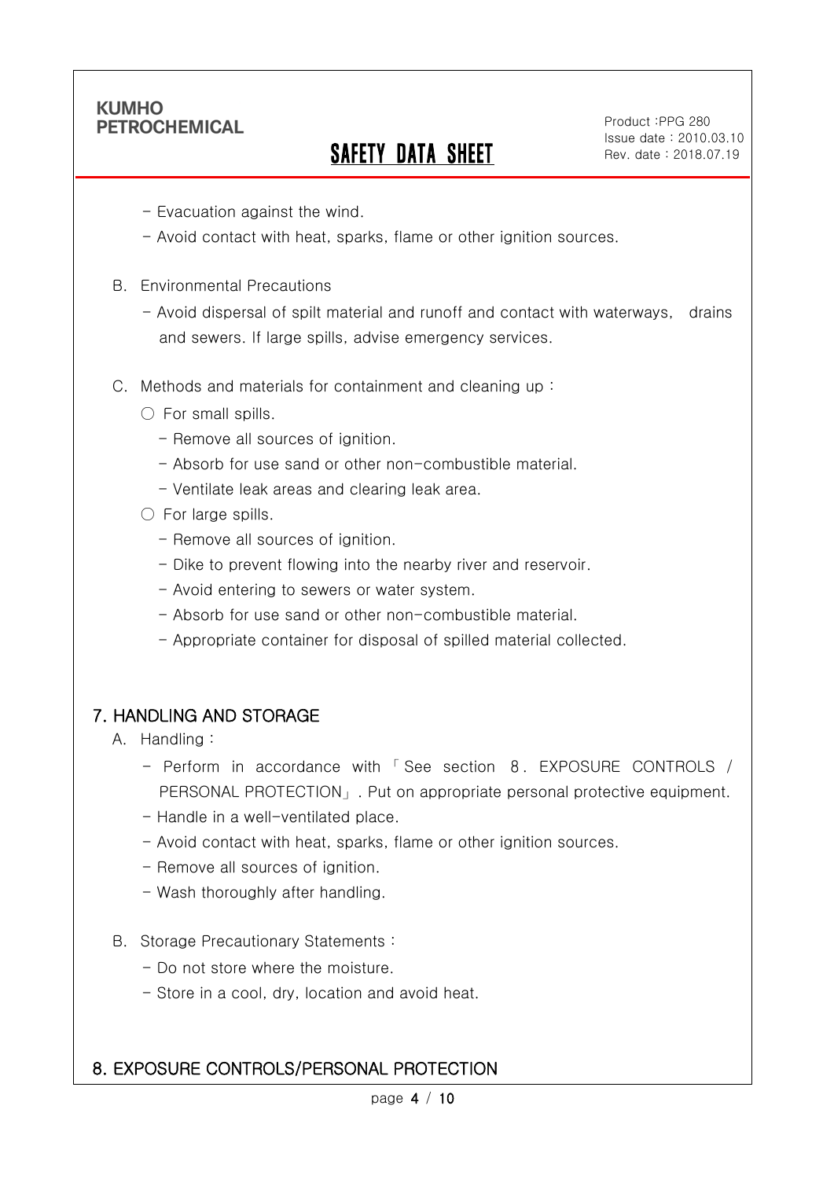- Evacuation against the wind.
- Avoid contact with heat, sparks, flame or other ignition sources.

B. Environmental Precautions

- Avoid dispersal of spilt material and runoff and contact with waterways, drains and sewers. If large spills, advise emergency services.

C. Methods and materials for containment and cleaning up :

○ For small spills.

- Remove all sources of ignition.
- Absorb for use sand or other non-combustible material.
- Ventilate leak areas and clearing leak area.

○ For large spills.

- Remove all sources of ignition.
- Dike to prevent flowing into the nearby river and reservoir.
- Avoid entering to sewers or water system.
- Absorb for use sand or other non-combustible material.
- Appropriate container for disposal of spilled material collected.

## 7. HANDLING AND STORAGE

A. Handling :

- Perform in accordance with 「See section 8. EXPOSURE CONTROLS / PERSONAL PROTECTION」. Put on appropriate personal protective equipment.
- Handle in a well-ventilated place.
- Avoid contact with heat, sparks, flame or other ignition sources.
- Remove all sources of ignition.
- Wash thoroughly after handling.

B. Storage Precautionary Statements :

- Do not store where the moisture.
- Store in a cool, dry, location and avoid heat.

## 8. EXPOSURE CONTROLS/PERSONAL PROTECTION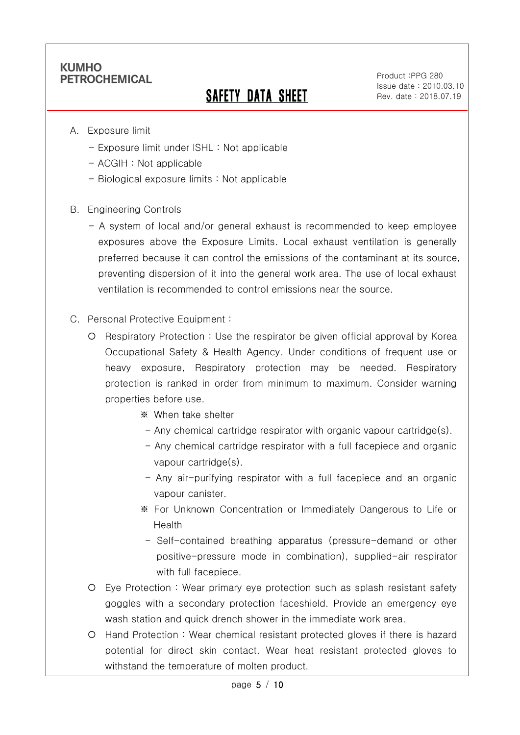A. Exposure limit

- Exposure limit under ISHL : Not applicable
- ACGIH : Not applicable
- Biological exposure limits : Not applicable

B. Engineering Controls

- A system of local and/or general exhaust is recommended to keep employee exposures above the Exposure Limits. Local exhaust ventilation is generally preferred because it can control the emissions of the contaminant at its source, preventing dispersion of it into the general work area. The use of local exhaust ventilation is recommended to control emissions near the source.

C. Personal Protective Equipment :

- Respiratory Protection : Use the respirator be given official approval by Korea Occupational Safety & Health Agency. Under conditions of frequent use or heavy exposure, Respiratory protection may be needed. Respiratory protection is ranked in order from minimum to maximum. Consider warning properties before use.
  - ※ When take shelter
    - Any chemical cartridge respirator with organic vapour cartridge(s).
    - Any chemical cartridge respirator with a full facepiece and organic vapour cartridge(s).
    - Any air-purifying respirator with a full facepiece and an organic vapour canister.
  - ※ For Unknown Concentration or Immediately Dangerous to Life or Health
    - Self-contained breathing apparatus (pressure-demand or other positive-pressure mode in combination), supplied-air respirator with full facepiece.
- Eye Protection : Wear primary eye protection such as splash resistant safety goggles with a secondary protection faceshield. Provide an emergency eye wash station and quick drench shower in the immediate work area.
- Hand Protection : Wear chemical resistant protected gloves if there is hazard potential for direct skin contact. Wear heat resistant protected gloves to withstand the temperature of molten product.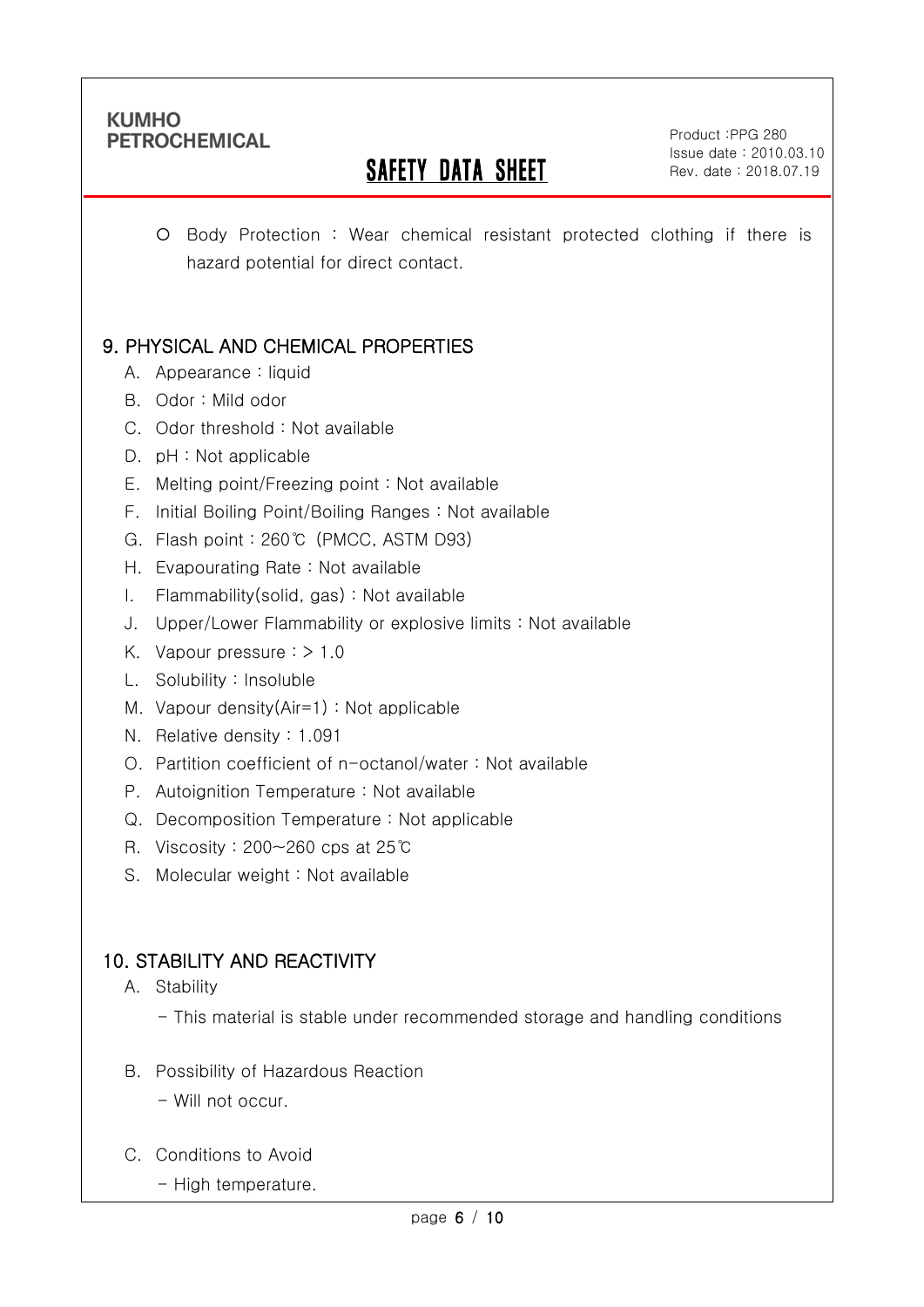○ Body Protection : Wear chemical resistant protected clothing if there is hazard potential for direct contact.

## 9. PHYSICAL AND CHEMICAL PROPERTIES

A. Appearance : liquid

B. Odor : Mild odor

C. Odor threshold : Not available

D. pH : Not applicable

E. Melting point/Freezing point : Not available

F. Initial Boiling Point/Boiling Ranges : Not available

G. Flash point : 260℃ (PMCC, ASTM D93)

H. Evapourating Rate : Not available

I. Flammability(solid, gas) : Not available

J. Upper/Lower Flammability or explosive limits : Not available

K. Vapour pressure : > 1.0

L. Solubility : Insoluble

M. Vapour density(Air=1) : Not applicable

N. Relative density : 1.091

O. Partition coefficient of n-octanol/water : Not available

P. Autoignition Temperature : Not available

Q. Decomposition Temperature : Not applicable

R. Viscosity : 200~260 cps at 25℃

S. Molecular weight : Not available

## 10. STABILITY AND REACTIVITY

A. Stability

- This material is stable under recommended storage and handling conditions

B. Possibility of Hazardous Reaction

- Will not occur.

C. Conditions to Avoid

- High temperature.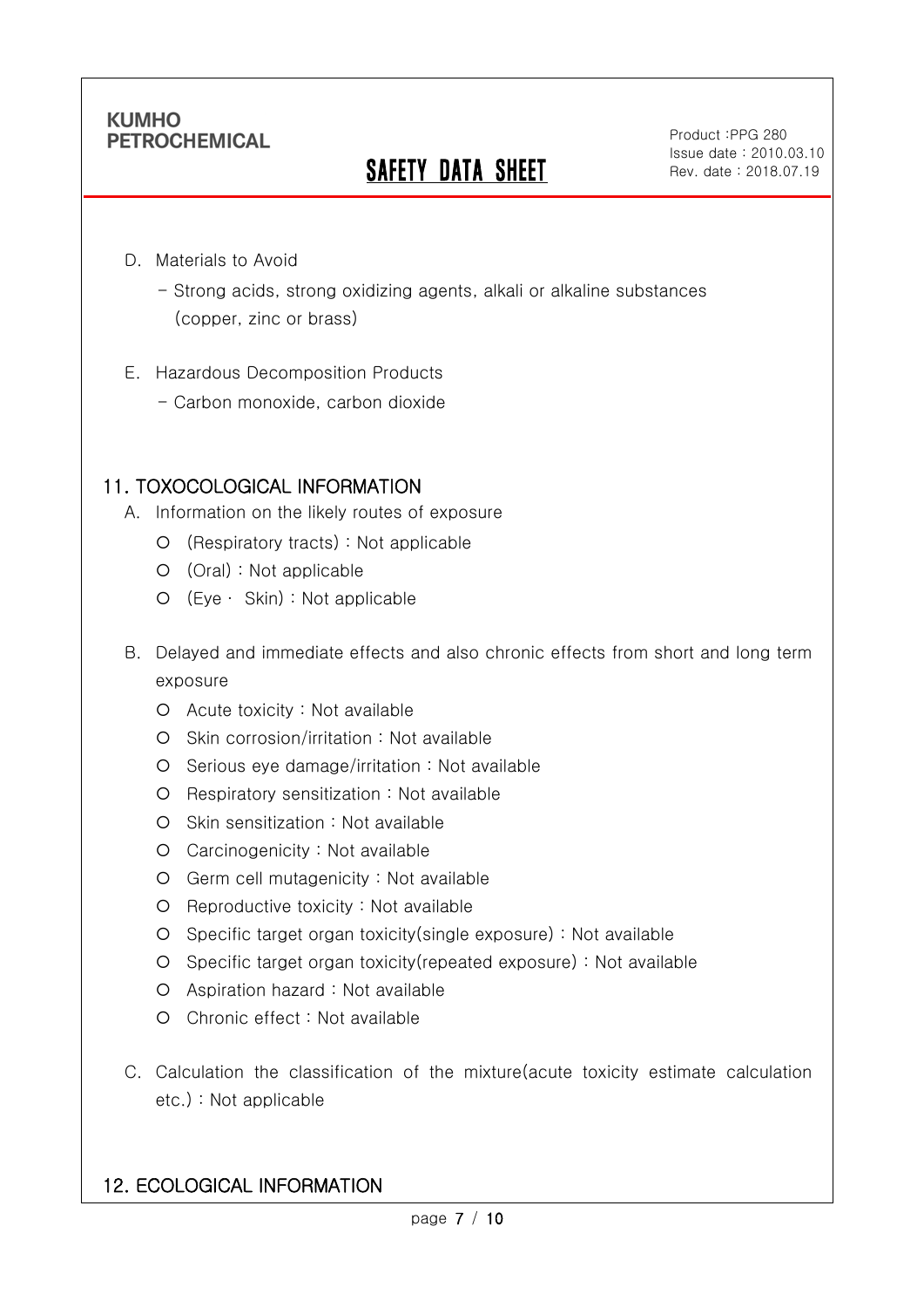D. Materials to Avoid

- Strong acids, strong oxidizing agents, alkali or alkaline substances (copper, zinc or brass)

E. Hazardous Decomposition Products

- Carbon monoxide, carbon dioxide

## 11. TOXOCOLOGICAL INFORMATION

A. Information on the likely routes of exposure

- (Respiratory tracts) : Not applicable
- (Oral) : Not applicable
- (Eye · Skin) : Not applicable

B. Delayed and immediate effects and also chronic effects from short and long term exposure

- Acute toxicity : Not available
- Skin corrosion/irritation : Not available
- Serious eye damage/irritation : Not available
- Respiratory sensitization : Not available
- Skin sensitization : Not available
- Carcinogenicity : Not available
- Germ cell mutagenicity : Not available
- Reproductive toxicity : Not available
- Specific target organ toxicity(single exposure) : Not available
- Specific target organ toxicity(repeated exposure) : Not available
- Aspiration hazard : Not available
- Chronic effect : Not available

C. Calculation the classification of the mixture(acute toxicity estimate calculation etc.) : Not applicable

## 12. ECOLOGICAL INFORMATION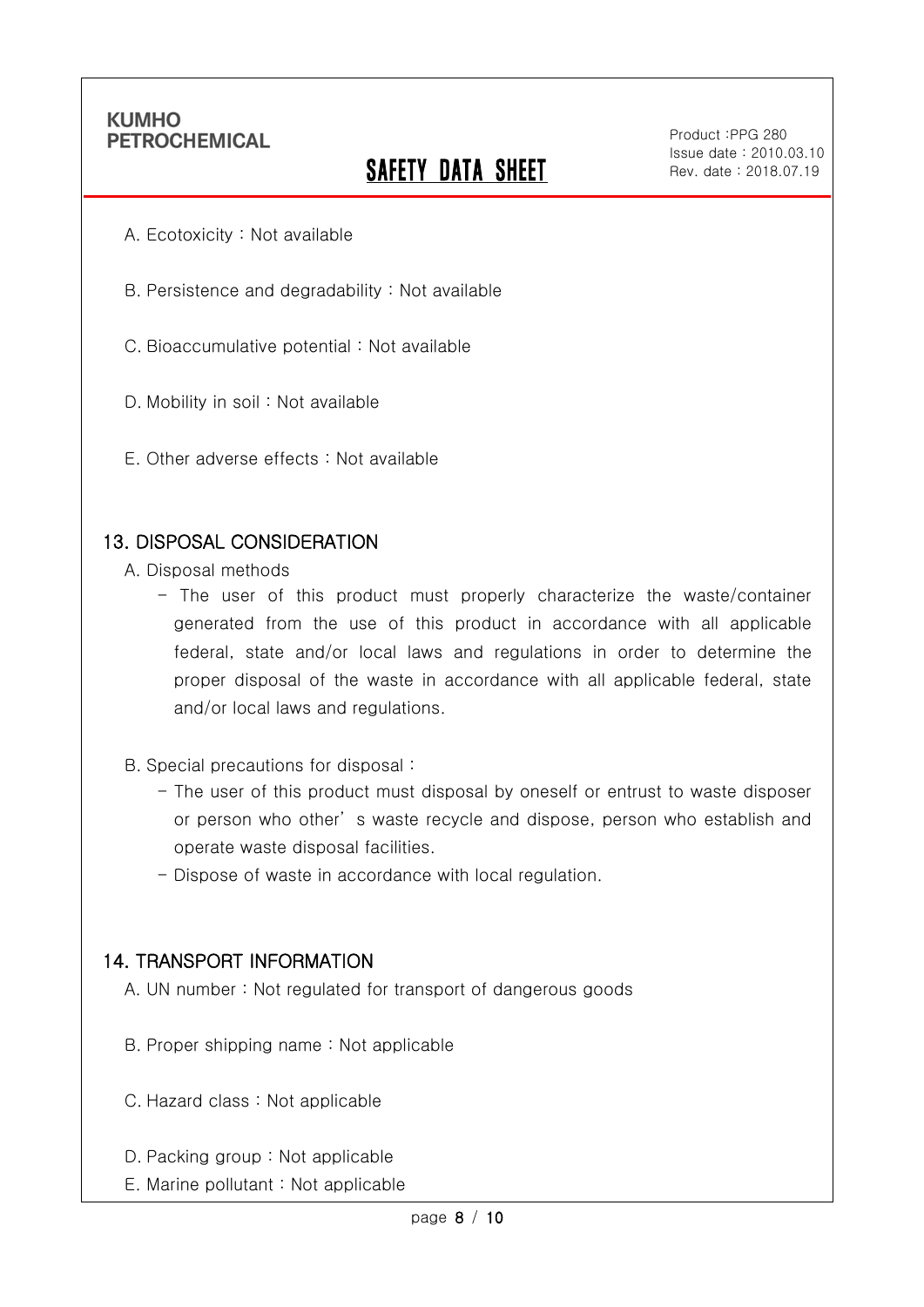A. Ecotoxicity : Not available

B. Persistence and degradability : Not available

C. Bioaccumulative potential : Not available

D. Mobility in soil : Not available

E. Other adverse effects : Not available

## 13. DISPOSAL CONSIDERATION

A. Disposal methods

- The user of this product must properly characterize the waste/container generated from the use of this product in accordance with all applicable federal, state and/or local laws and regulations in order to determine the proper disposal of the waste in accordance with all applicable federal, state and/or local laws and regulations.

B. Special precautions for disposal :

- The user of this product must disposal by oneself or entrust to waste disposer or person who other's waste recycle and dispose, person who establish and operate waste disposal facilities.
- Dispose of waste in accordance with local regulation.

## 14. TRANSPORT INFORMATION

A. UN number : Not regulated for transport of dangerous goods

B. Proper shipping name : Not applicable

C. Hazard class : Not applicable

D. Packing group : Not applicable

E. Marine pollutant : Not applicable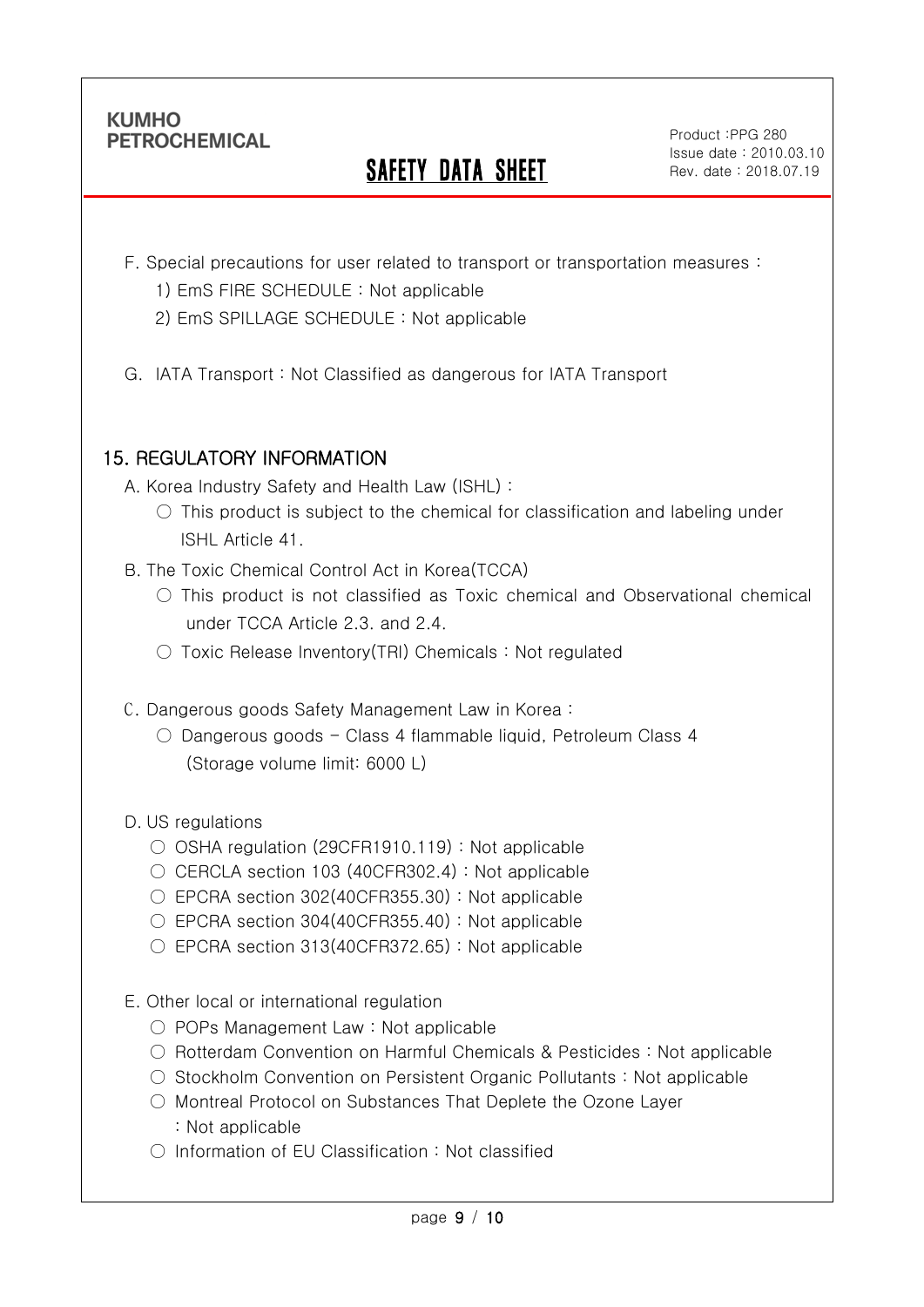F. Special precautions for user related to transport or transportation measures :

1) EmS FIRE SCHEDULE : Not applicable

2) EmS SPILLAGE SCHEDULE : Not applicable

G. IATA Transport : Not Classified as dangerous for IATA Transport

## 15. REGULATORY INFORMATION

A. Korea Industry Safety and Health Law (ISHL) :

○ This product is subject to the chemical for classification and labeling under ISHL Article 41.

B. The Toxic Chemical Control Act in Korea(TCCA)

○ This product is not classified as Toxic chemical and Observational chemical under TCCA Article 2.3. and 2.4.

○ Toxic Release Inventory(TRI) Chemicals : Not regulated

C. Dangerous goods Safety Management Law in Korea :

○ Dangerous goods – Class 4 flammable liquid, Petroleum Class 4 (Storage volume limit: 6000 L)

D. US regulations

○ OSHA regulation (29CFR1910.119) : Not applicable

○ CERCLA section 103 (40CFR302.4) : Not applicable

○ EPCRA section 302(40CFR355.30) : Not applicable

○ EPCRA section 304(40CFR355.40) : Not applicable

○ EPCRA section 313(40CFR372.65) : Not applicable

E. Other local or international regulation

○ POPs Management Law : Not applicable

○ Rotterdam Convention on Harmful Chemicals & Pesticides : Not applicable

○ Stockholm Convention on Persistent Organic Pollutants : Not applicable

○ Montreal Protocol on Substances That Deplete the Ozone Layer : Not applicable

○ Information of EU Classification : Not classified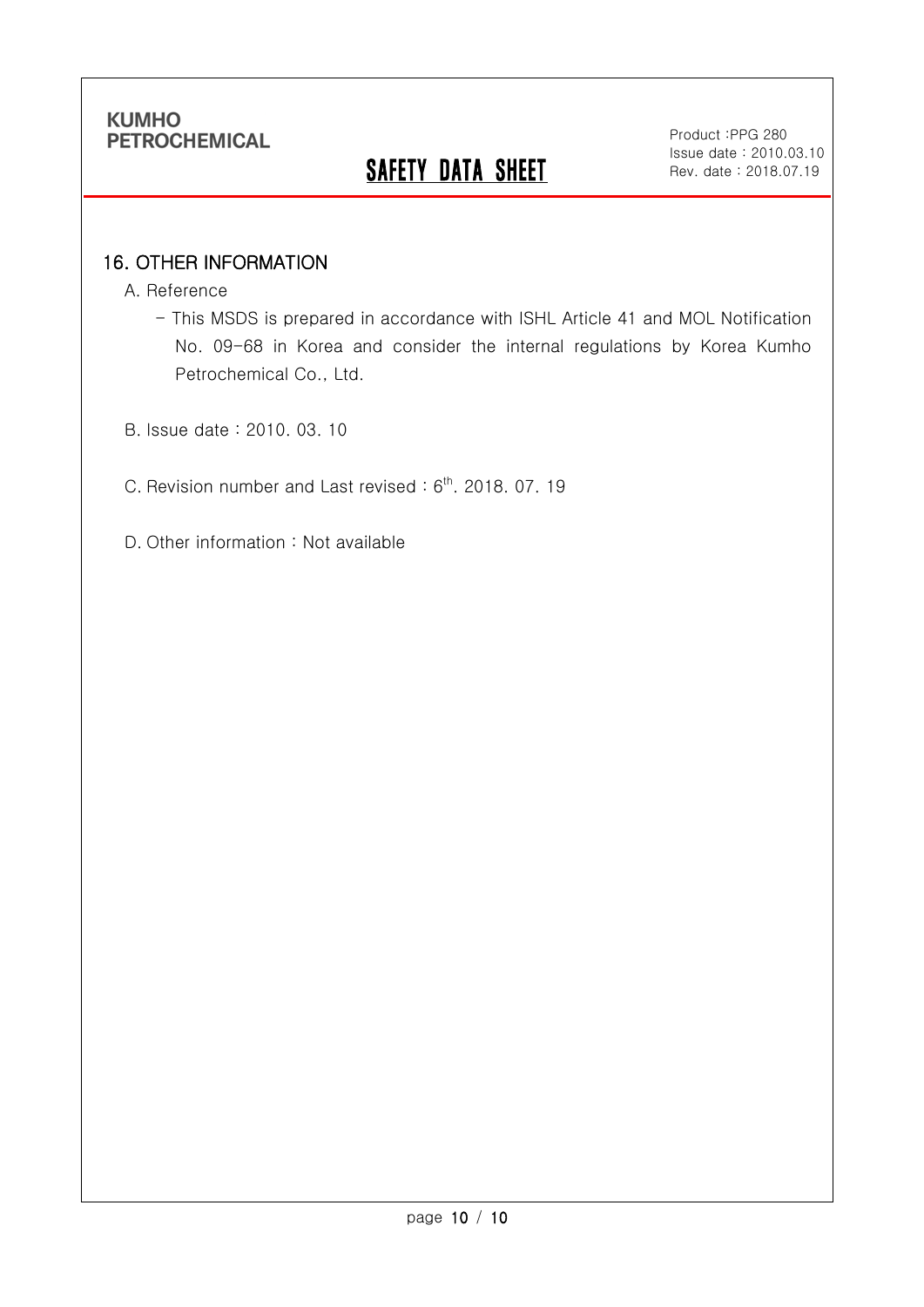## 16. OTHER INFORMATION

A. Reference

- This MSDS is prepared in accordance with ISHL Article 41 and MOL Notification No. 09-68 in Korea and consider the internal regulations by Korea Kumho Petrochemical Co., Ltd.

B. Issue date : 2010. 03. 10

C. Revision number and Last revised : $6^{th}$. 2018. 07. 19

D. Other information : Not available